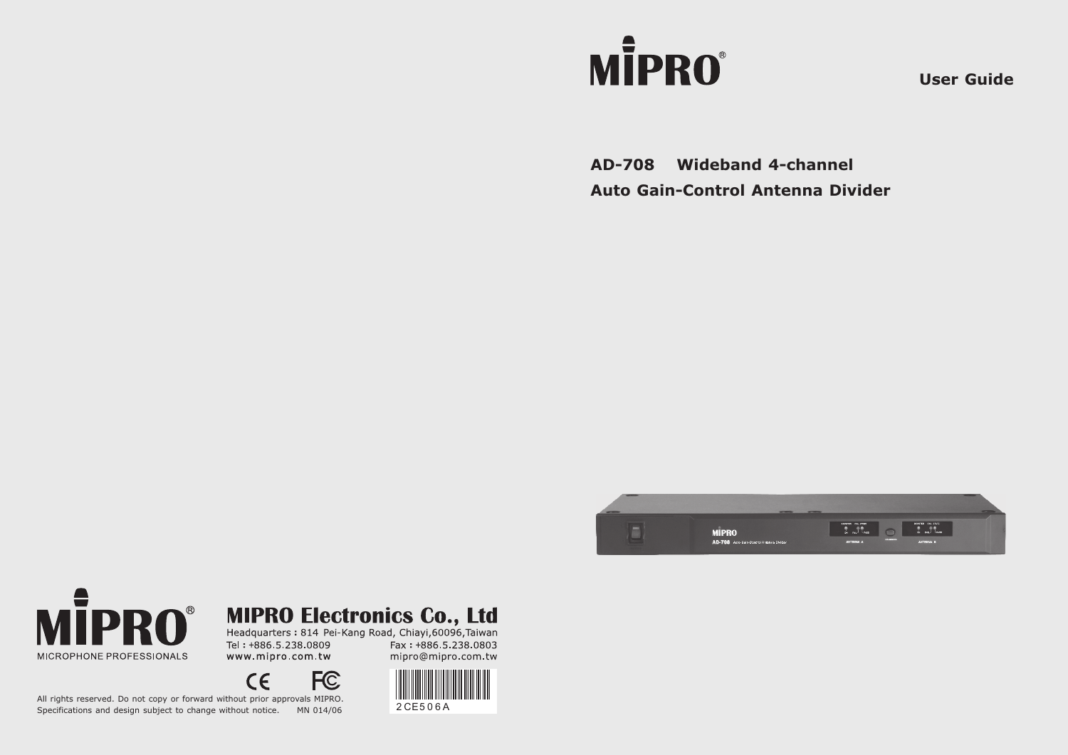MIPRO®

User Guide

# AD-708 Wideband 4-channel Auto Gain-Control Antenna Divider

MIPRO®

MICROPHONE PROFESSIONALS

**MIPRO Electronics Co., Ltd**

Headquarters : 814 Pei-Kang Road, Chiayi,60096,Taiwan

Tel : +886.5.238.0809

Fax : +886.5.238.0803

www.mipro.com.tw

mipro@mipro.com.tw

CE FC

2CE506A

All rights reserved. Do not copy or forward without prior approvals MIPRO.

Specifications and design subject to change without notice. MN 014/06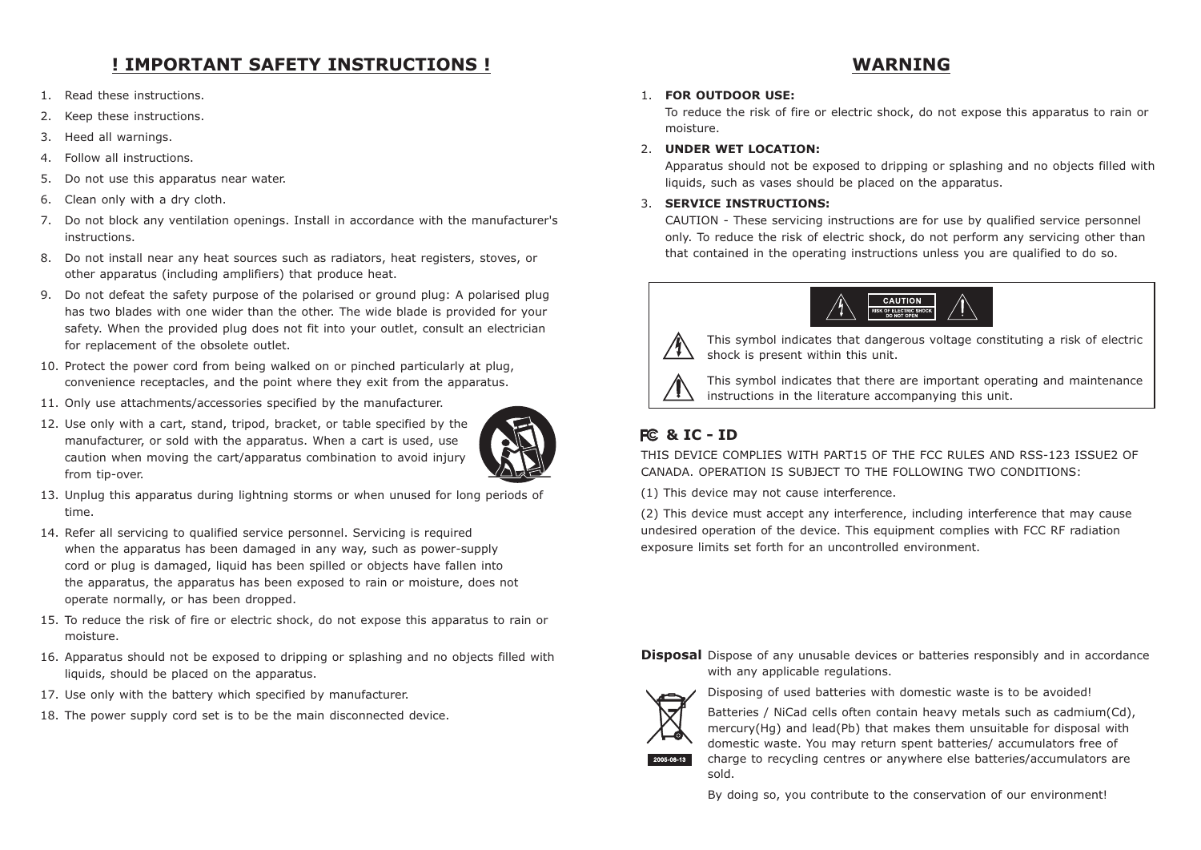## ! IMPORTANT SAFETY INSTRUCTIONS !

1. Read these instructions.
2. Keep these instructions.
3. Heed all warnings.
4. Follow all instructions.
5. Do not use this apparatus near water.
6. Clean only with a dry cloth.
7. Do not block any ventilation openings. Install in accordance with the manufacturer's instructions.
8. Do not install near any heat sources such as radiators, heat registers, stoves, or other apparatus (including amplifiers) that produce heat.
9. Do not defeat the safety purpose of the polarised or ground plug: A polarised plug has two blades with one wider than the other. The wide blade is provided for your safety. When the provided plug does not fit into your outlet, consult an electrician for replacement of the obsolete outlet.
10. Protect the power cord from being walked on or pinched particularly at plug, convenience receptacles, and the point where they exit from the apparatus.
11. Only use attachments/accessories specified by the manufacturer.
12. Use only with a cart, stand, tripod, bracket, or table specified by the manufacturer, or sold with the apparatus. When a cart is used, use caution when moving the cart/apparatus combination to avoid injury from tip-over.
13. Unplug this apparatus during lightning storms or when unused for long periods of time.
14. Refer all servicing to qualified service personnel. Servicing is required when the apparatus has been damaged in any way, such as power-supply cord or plug is damaged, liquid has been spilled or objects have fallen into the apparatus, the apparatus has been exposed to rain or moisture, does not operate normally, or has been dropped.
15. To reduce the risk of fire or electric shock, do not expose this apparatus to rain or moisture.
16. Apparatus should not be exposed to dripping or splashing and no objects filled with liquids, should be placed on the apparatus.
17. Use only with the battery which specified by manufacturer.
18. The power supply cord set is to be the main disconnected device.

## WARNING

1. **FOR OUTDOOR USE:**
   To reduce the risk of fire or electric shock, do not expose this apparatus to rain or moisture.
2. **UNDER WET LOCATION:**
   Apparatus should not be exposed to dripping or splashing and no objects filled with liquids, such as vases should be placed on the apparatus.
3. **SERVICE INSTRUCTIONS:**
   CAUTION - These servicing instructions are for use by qualified service personnel only. To reduce the risk of electric shock, do not perform any servicing other than that contained in the operating instructions unless you are qualified to do so.

CAUTION
RISK OF ELECTRIC SHOCK
DO NOT OPEN

This symbol indicates that dangerous voltage constituting a risk of electric shock is present within this unit.

This symbol indicates that there are important operating and maintenance instructions in the literature accompanying this unit.

### FC & IC - ID

THIS DEVICE COMPLIES WITH PART15 OF THE FCC RULES AND RSS-123 ISSUE2 OF CANADA. OPERATION IS SUBJECT TO THE FOLLOWING TWO CONDITIONS:

(1) This device may not cause interference.

(2) This device must accept any interference, including interference that may cause undesired operation of the device. This equipment complies with FCC RF radiation exposure limits set forth for an uncontrolled environment.

**Disposal** Dispose of any unusable devices or batteries responsibly and in accordance with any applicable regulations.

Disposing of used batteries with domestic waste is to be avoided!

Batteries / NiCad cells often contain heavy metals such as cadmium(Cd), mercury(Hg) and lead(Pb) that makes them unsuitable for disposal with domestic waste. You may return spent batteries/ accumulators free of charge to recycling centres or anywhere else batteries/accumulators are sold.

2005-08-13

By doing so, you contribute to the conservation of our environment!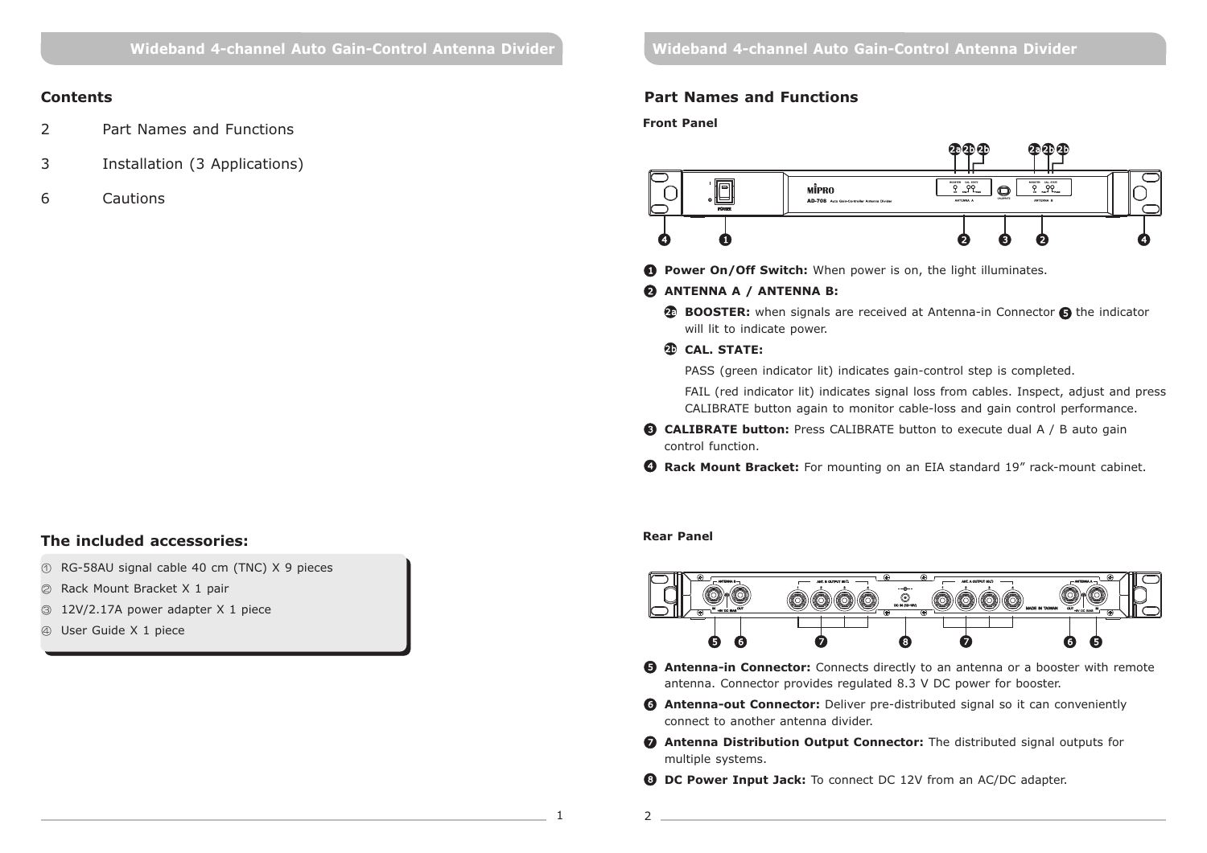## Contents

| | |
|---|---|
| 2 | Part Names and Functions |
| 3 | Installation (3 Applications) |
| 6 | Cautions |

## The included accessories:

① RG-58AU signal cable 40 cm (TNC) X 9 pieces

② Rack Mount Bracket X 1 pair

③ 12V/2.17A power adapter X 1 piece

④ User Guide X 1 piece

## Part Names and Functions

### Front Panel

❶ **Power On/Off Switch:** When power is on, the light illuminates.

❷ **ANTENNA A / ANTENNA B:**

- 2a **BOOSTER:** when signals are received at Antenna-in Connector ❺ the indicator will lit to indicate power.
- 2b **CAL. STATE:**

  PASS (green indicator lit) indicates gain-control step is completed.

  FAIL (red indicator lit) indicates signal loss from cables. Inspect, adjust and press CALIBRATE button again to monitor cable-loss and gain control performance.

❸ **CALIBRATE button:** Press CALIBRATE button to execute dual A / B auto gain control function.

❹ **Rack Mount Bracket:** For mounting on an EIA standard 19" rack-mount cabinet.

### Rear Panel

❺ **Antenna-in Connector:** Connects directly to an antenna or a booster with remote antenna. Connector provides regulated 8.3 V DC power for booster.

❻ **Antenna-out Connector:** Deliver pre-distributed signal so it can conveniently connect to another antenna divider.

❼ **Antenna Distribution Output Connector:** The distributed signal outputs for multiple systems.

❽ **DC Power Input Jack:** To connect DC 12V from an AC/DC adapter.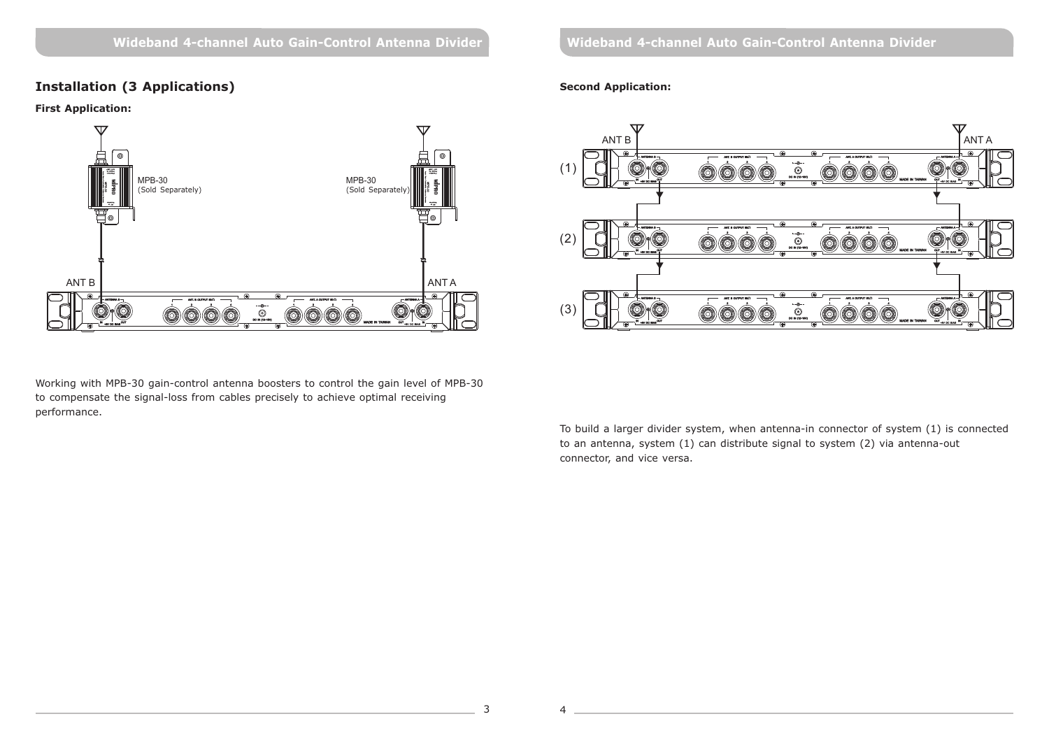## Installation (3 Applications)

**First Application:**

MPB-30
(Sold Separately)

MPB-30
(Sold Separately)

ANT B

ANT A

Working with MPB-30 gain-control antenna boosters to control the gain level of MPB-30 to compensate the signal-loss from cables precisely to achieve optimal receiving performance.

**Second Application:**

ANT B

ANT A

(1)

(2)

(3)

To build a larger divider system, when antenna-in connector of system (1) is connected to an antenna, system (1) can distribute signal to system (2) via antenna-out connector, and vice versa.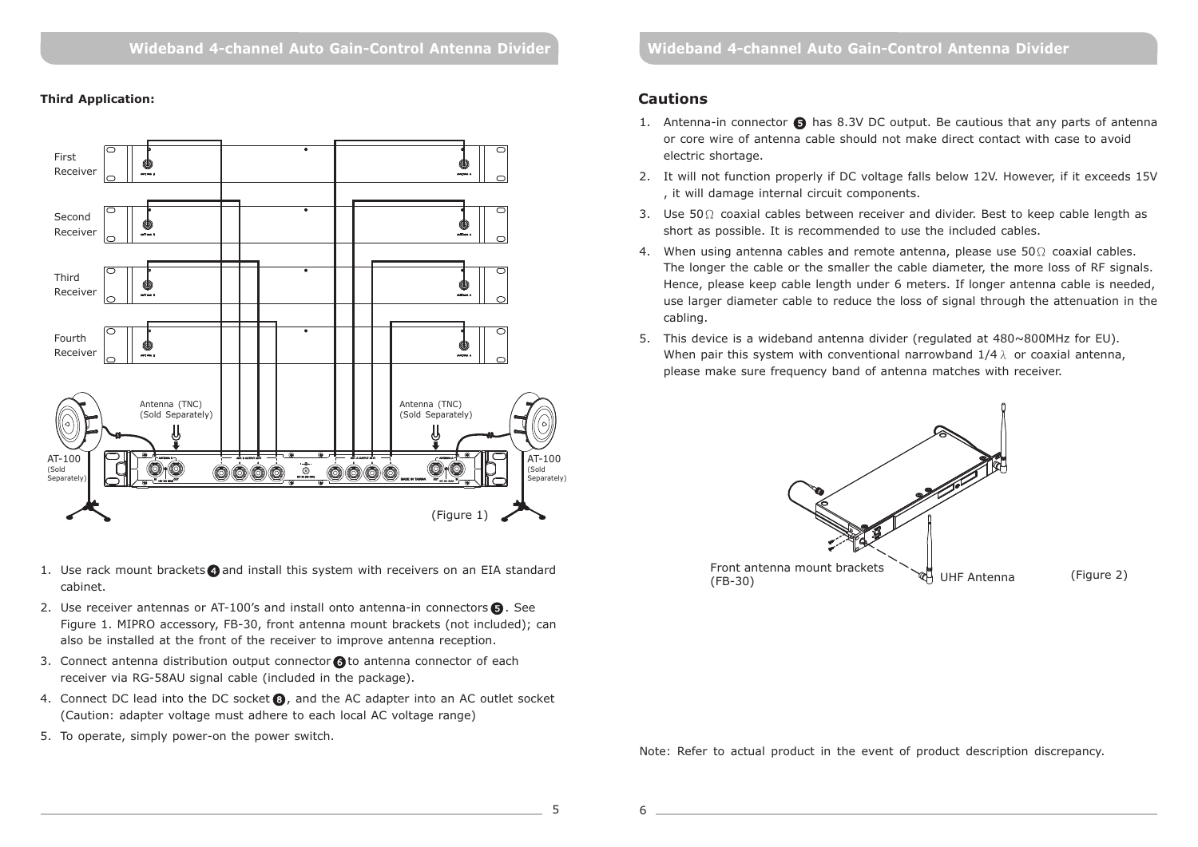### Third Application:

First Receiver

Second Receiver

Third Receiver

Fourth Receiver

Antenna (TNC) (Sold Separately)

Antenna (TNC) (Sold Separately)

AT-100 (Sold Separately)

AT-100 (Sold Separately)

(Figure 1)

1. Use rack mount brackets ❹ and install this system with receivers on an EIA standard cabinet.
2. Use receiver antennas or AT-100's and install onto antenna-in connectors ❺. See Figure 1. MIPRO accessory, FB-30, front antenna mount brackets (not included); can also be installed at the front of the receiver to improve antenna reception.
3. Connect antenna distribution output connector ❻ to antenna connector of each receiver via RG-58AU signal cable (included in the package).
4. Connect DC lead into the DC socket ❽, and the AC adapter into an AC outlet socket (Caution: adapter voltage must adhere to each local AC voltage range)
5. To operate, simply power-on the power switch.

## Cautions

1. Antenna-in connector ❺ has 8.3V DC output. Be cautious that any parts of antenna or core wire of antenna cable should not make direct contact with case to avoid electric shortage.
2. It will not function properly if DC voltage falls below 12V. However, if it exceeds 15V , it will damage internal circuit components.
3. Use 50Ω coaxial cables between receiver and divider. Best to keep cable length as short as possible. It is recommended to use the included cables.
4. When using antenna cables and remote antenna, please use 50Ω coaxial cables. The longer the cable or the smaller the cable diameter, the more loss of RF signals. Hence, please keep cable length under 6 meters. If longer antenna cable is needed, use larger diameter cable to reduce the loss of signal through the attenuation in the cabling.
5. This device is a wideband antenna divider (regulated at 480~800MHz for EU). When pair this system with conventional narrowband 1/4 λ or coaxial antenna, please make sure frequency band of antenna matches with receiver.

Front antenna mount brackets (FB-30)

UHF Antenna

(Figure 2)

Note: Refer to actual product in the event of product description discrepancy.